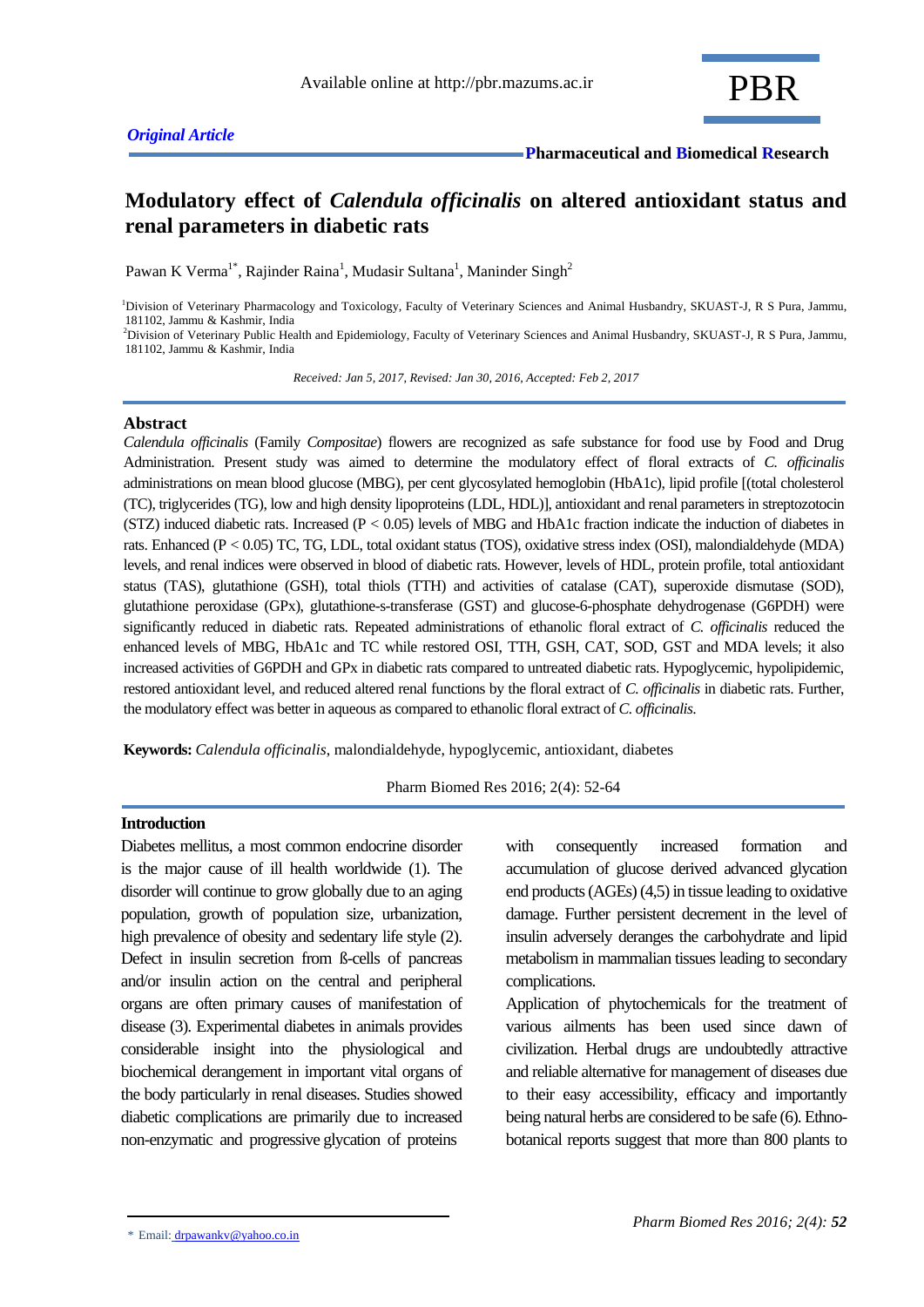*Original Article*

# Modulatory effect of *Calendula officinalis* on altered antioxidant status and renal parameters in diabetic rats

Pawan K Verma[1*], Rajinder Raina[1], Mudasir Sultana[1], Maninder Singh[2]

[1]Division of Veterinary Pharmacology and Toxicology, Faculty of Veterinary Sciences and Animal Husbandry, SKUAST-J, R S Pura, Jammu, 181102, Jammu & Kashmir, India

[2]Division of Veterinary Public Health and Epidemiology, Faculty of Veterinary Sciences and Animal Husbandry, SKUAST-J, R S Pura, Jammu, 181102, Jammu & Kashmir, India

*Received: Jan 5, 2017, Revised: Jan 30, 2016, Accepted: Feb 2, 2017*

## Abstract

*Calendula officinalis* (Family *Compositae*) flowers are recognized as safe substance for food use by Food and Drug Administration. Present study was aimed to determine the modulatory effect of floral extracts of *C. officinalis* administrations on mean blood glucose (MBG), per cent glycosylated hemoglobin (HbA1c), lipid profile [(total cholesterol (TC), triglycerides (TG), low and high density lipoproteins (LDL, HDL)], antioxidant and renal parameters in streptozotocin (STZ) induced diabetic rats. Increased ($P < 0.05$) levels of MBG and HbA1c fraction indicate the induction of diabetes in rats. Enhanced ($P < 0.05$) TC, TG, LDL, total oxidant status (TOS), oxidative stress index (OSI), malondialdehyde (MDA) levels, and renal indices were observed in blood of diabetic rats. However, levels of HDL, protein profile, total antioxidant status (TAS), glutathione (GSH), total thiols (TTH) and activities of catalase (CAT), superoxide dismutase (SOD), glutathione peroxidase (GPx), glutathione-s-transferase (GST) and glucose-6-phosphate dehydrogenase (G6PDH) were significantly reduced in diabetic rats. Repeated administrations of ethanolic floral extract of *C. officinalis* reduced the enhanced levels of MBG, HbA1c and TC while restored OSI, TTH, GSH, CAT, SOD, GST and MDA levels; it also increased activities of G6PDH and GPx in diabetic rats compared to untreated diabetic rats. Hypoglycemic, hypolipidemic, restored antioxidant level, and reduced altered renal functions by the floral extract of *C. officinalis* in diabetic rats. Further, the modulatory effect was better in aqueous as compared to ethanolic floral extract of *C. officinalis.*

**Keywords:** *Calendula officinalis*, malondialdehyde, hypoglycemic, antioxidant, diabetes

Pharm Biomed Res 2016; 2(4): 52-64

## Introduction

Diabetes mellitus, a most common endocrine disorder is the major cause of ill health worldwide (1). The disorder will continue to grow globally due to an aging population, growth of population size, urbanization, high prevalence of obesity and sedentary life style (2). Defect in insulin secretion from ß-cells of pancreas and/or insulin action on the central and peripheral organs are often primary causes of manifestation of disease (3). Experimental diabetes in animals provides considerable insight into the physiological and biochemical derangement in important vital organs of the body particularly in renal diseases. Studies showed diabetic complications are primarily due to increased non-enzymatic and progressive glycation of proteins with consequently increased formation and accumulation of glucose derived advanced glycation end products (AGEs) (4,5) in tissue leading to oxidative damage. Further persistent decrement in the level of insulin adversely deranges the carbohydrate and lipid metabolism in mammalian tissues leading to secondary complications.

Application of phytochemicals for the treatment of various ailments has been used since dawn of civilization. Herbal drugs are undoubtedly attractive and reliable alternative for management of diseases due to their easy accessibility, efficacy and importantly being natural herbs are considered to be safe (6). Ethno-botanical reports suggest that more than 800 plants to

\* Email: drpawankv@yahoo.co.in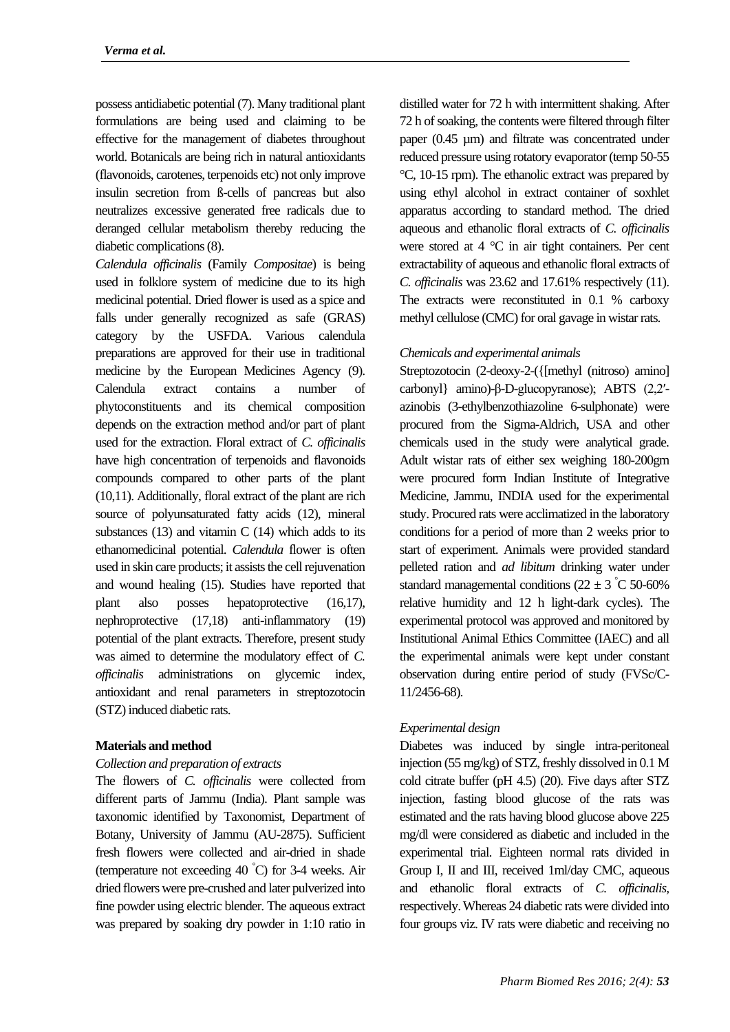possess antidiabetic potential (7). Many traditional plant formulations are being used and claiming to be effective for the management of diabetes throughout world. Botanicals are being rich in natural antioxidants (flavonoids, carotenes, terpenoids etc) not only improve insulin secretion from ß-cells of pancreas but also neutralizes excessive generated free radicals due to deranged cellular metabolism thereby reducing the diabetic complications (8).

*Calendula officinalis* (Family *Compositae*) is being used in folklore system of medicine due to its high medicinal potential. Dried flower is used as a spice and falls under generally recognized as safe (GRAS) category by the USFDA. Various calendula preparations are approved for their use in traditional medicine by the European Medicines Agency (9). Calendula extract contains a number of phytoconstituents and its chemical composition depends on the extraction method and/or part of plant used for the extraction. Floral extract of *C. officinalis* have high concentration of terpenoids and flavonoids compounds compared to other parts of the plant (10,11). Additionally, floral extract of the plant are rich source of polyunsaturated fatty acids (12), mineral substances (13) and vitamin C (14) which adds to its ethanomedicinal potential. *Calendula* flower is often used in skin care products; it assists the cell rejuvenation and wound healing (15). Studies have reported that plant also posses hepatoprotective (16,17), nephroprotective (17,18) anti-inflammatory (19) potential of the plant extracts. Therefore, present study was aimed to determine the modulatory effect of *C. officinalis* administrations on glycemic index, antioxidant and renal parameters in streptozotocin (STZ) induced diabetic rats.

## Materials and method

### *Collection and preparation of extracts*

The flowers of *C. officinalis* were collected from different parts of Jammu (India). Plant sample was taxonomic identified by Taxonomist, Department of Botany, University of Jammu (AU-2875). Sufficient fresh flowers were collected and air-dried in shade (temperature not exceeding 40 °C) for 3-4 weeks. Air dried flowers were pre-crushed and later pulverized into fine powder using electric blender. The aqueous extract was prepared by soaking dry powder in 1:10 ratio in distilled water for 72 h with intermittent shaking. After 72 h of soaking, the contents were filtered through filter paper (0.45 µm) and filtrate was concentrated under reduced pressure using rotatory evaporator (temp 50-55 °C, 10-15 rpm). The ethanolic extract was prepared by using ethyl alcohol in extract container of soxhlet apparatus according to standard method. The dried aqueous and ethanolic floral extracts of *C. officinalis* were stored at 4 °C in air tight containers. Per cent extractability of aqueous and ethanolic floral extracts of *C. officinalis* was 23.62 and 17.61% respectively (11). The extracts were reconstituted in 0.1 % carboxy methyl cellulose (CMC) for oral gavage in wistar rats.

### *Chemicals and experimental animals*

Streptozotocin (2-deoxy-2-({[methyl (nitroso) amino] carbonyl} amino)-β-D-glucopyranose); ABTS (2,2′-azinobis (3-ethylbenzothiazoline 6-sulphonate) were procured from the Sigma-Aldrich, USA and other chemicals used in the study were analytical grade. Adult wistar rats of either sex weighing 180-200gm were procured form Indian Institute of Integrative Medicine, Jammu, INDIA used for the experimental study. Procured rats were acclimatized in the laboratory conditions for a period of more than 2 weeks prior to start of experiment. Animals were provided standard pelleted ration and *ad libitum* drinking water under standard managemental conditions (22 ± 3 °C 50-60% relative humidity and 12 h light-dark cycles). The experimental protocol was approved and monitored by Institutional Animal Ethics Committee (IAEC) and all the experimental animals were kept under constant observation during entire period of study (FVSc/C-11/2456-68).

### *Experimental design*

Diabetes was induced by single intra-peritoneal injection (55 mg/kg) of STZ, freshly dissolved in 0.1 M cold citrate buffer (pH 4.5) (20). Five days after STZ injection, fasting blood glucose of the rats was estimated and the rats having blood glucose above 225 mg/dl were considered as diabetic and included in the experimental trial. Eighteen normal rats divided in Group I, II and III, received 1ml/day CMC, aqueous and ethanolic floral extracts of *C. officinalis*, respectively. Whereas 24 diabetic rats were divided into four groups viz. IV rats were diabetic and receiving no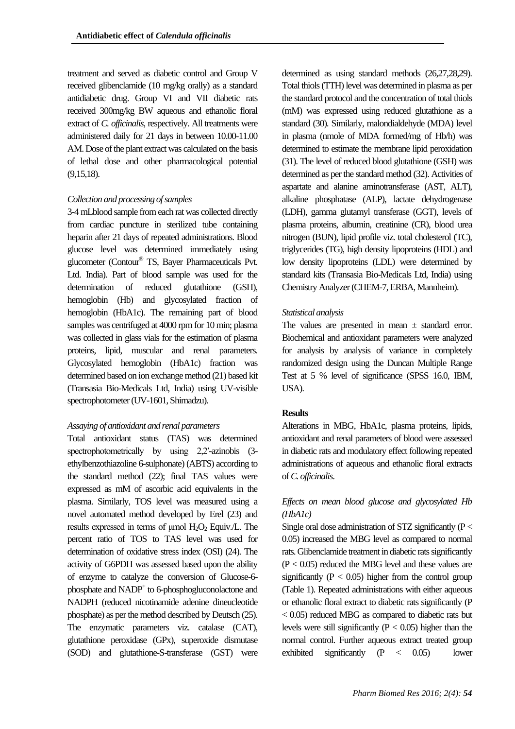treatment and served as diabetic control and Group V received glibenclamide (10 mg/kg orally) as a standard antidiabetic drug. Group VI and VII diabetic rats received 300mg/kg BW aqueous and ethanolic floral extract of *C. officinalis*, respectively. All treatments were administered daily for 21 days in between 10.00-11.00 AM. Dose of the plant extract was calculated on the basis of lethal dose and other pharmacological potential (9,15,18).

*Collection and processing of samples*

3-4 mLblood sample from each rat was collected directly from cardiac puncture in sterilized tube containing heparin after 21 days of repeated administrations. Blood glucose level was determined immediately using glucometer (Contour® TS, Bayer Pharmaceuticals Pvt. Ltd. India). Part of blood sample was used for the determination of reduced glutathione (GSH), hemoglobin (Hb) and glycosylated fraction of hemoglobin (HbA1c). The remaining part of blood samples was centrifuged at 4000 rpm for 10 min; plasma was collected in glass vials for the estimation of plasma proteins, lipid, muscular and renal parameters. Glycosylated hemoglobin (HbA1c) fraction was determined based on ion exchange method (21) based kit (Transasia Bio-Medicals Ltd, India) using UV-visible spectrophotometer (UV-1601, Shimadzu).

*Assaying of antioxidant and renal parameters*

Total antioxidant status (TAS) was determined spectrophotometrically by using 2,2′-azinobis (3-ethylbenzothiazoline 6-sulphonate) (ABTS) according to the standard method (22); final TAS values were expressed as mM of ascorbic acid equivalents in the plasma. Similarly, TOS level was measured using a novel automated method developed by Erel (23) and results expressed in terms of μmol $H_2O_2$ Equiv./L. The percent ratio of TOS to TAS level was used for determination of oxidative stress index (OSI) (24). The activity of G6PDH was assessed based upon the ability of enzyme to catalyze the conversion of Glucose-6-phosphate and $NADP^+$ to 6-phosphogluconolactone and NADPH (reduced nicotinamide adenine dineucleotide phosphate) as per the method described by Deutsch (25). The enzymatic parameters viz. catalase (CAT), glutathione peroxidase (GPx), superoxide dismutase (SOD) and glutathione-S-transferase (GST) were determined as using standard methods (26,27,28,29). Total thiols (TTH) level was determined in plasma as per the standard protocol and the concentration of total thiols (mM) was expressed using reduced glutathione as a standard (30). Similarly, malondialdehyde (MDA) level in plasma (nmole of MDA formed/mg of Hb/h) was determined to estimate the membrane lipid peroxidation (31). The level of reduced blood glutathione (GSH) was determined as per the standard method (32). Activities of aspartate and alanine aminotransferase (AST, ALT), alkaline phosphatase (ALP), lactate dehydrogenase (LDH), gamma glutamyl transferase (GGT), levels of plasma proteins, albumin, creatinine (CR), blood urea nitrogen (BUN), lipid profile viz. total cholesterol (TC), triglycerides (TG), high density lipoproteins (HDL) and low density lipoproteins (LDL) were determined by standard kits (Transasia Bio-Medicals Ltd, India) using Chemistry Analyzer (CHEM-7, ERBA, Mannheim).

*Statistical analysis*

The values are presented in mean ± standard error. Biochemical and antioxidant parameters were analyzed for analysis by analysis of variance in completely randomized design using the Duncan Multiple Range Test at 5 % level of significance (SPSS 16.0, IBM, USA).

**Results**

Alterations in MBG, HbA1c, plasma proteins, lipids, antioxidant and renal parameters of blood were assessed in diabetic rats and modulatory effect following repeated administrations of aqueous and ethanolic floral extracts of *C. officinalis*.

*Effects on mean blood glucose and glycosylated Hb (HbA1c)*

Single oral dose administration of STZ significantly ($P < 0.05$) increased the MBG level as compared to normal rats. Glibenclamide treatment in diabetic rats significantly ($P < 0.05$) reduced the MBG level and these values are significantly ($P < 0.05$) higher from the control group (Table 1). Repeated administrations with either aqueous or ethanolic floral extract to diabetic rats significantly ($P < 0.05$) reduced MBG as compared to diabetic rats but levels were still significantly ($P < 0.05$) higher than the normal control. Further aqueous extract treated group exhibited significantly ($P < 0.05$) lower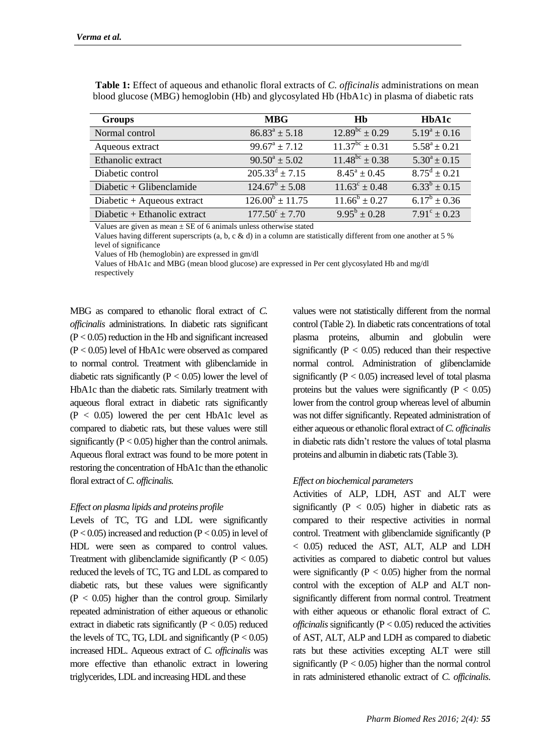**Table 1:** Effect of aqueous and ethanolic floral extracts of *C. officinalis* administrations on mean blood glucose (MBG) hemoglobin (Hb) and glycosylated Hb (HbA1c) in plasma of diabetic rats

| Groups | MBG | Hb | HbA1c |
|---|---|---|---|
| Normal control | $86.83^{a} \pm 5.18$ | $12.89^{bc} \pm 0.29$ | $5.19^{a} \pm 0.16$ |
| Aqueous extract | $99.67^{a} \pm 7.12$ | $11.37^{bc} \pm 0.31$ | $5.58^{a} \pm 0.21$ |
| Ethanolic extract | $90.50^{a} \pm 5.02$ | $11.48^{bc} \pm 0.38$ | $5.30^{a} \pm 0.15$ |
| Diabetic control | $205.33^{d} \pm 7.15$ | $8.45^{a} \pm 0.45$ | $8.75^{d} \pm 0.21$ |
| Diabetic + Glibenclamide | $124.67^{b} \pm 5.08$ | $11.63^{c} \pm 0.48$ | $6.33^{b} \pm 0.15$ |
| Diabetic + Aqueous extract | $126.00^{b} \pm 11.75$ | $11.66^{b} \pm 0.27$ | $6.17^{b} \pm 0.36$ |
| Diabetic + Ethanolic extract | $177.50^{c} \pm 7.70$ | $9.95^{b} \pm 0.28$ | $7.91^{c} \pm 0.23$ |

Values are given as mean ± SE of 6 animals unless otherwise stated

Values having different superscripts (a, b, c & d) in a column are statistically different from one another at 5 % level of significance

Values of Hb (hemoglobin) are expressed in gm/dl

Values of HbA1c and MBG (mean blood glucose) are expressed in Per cent glycosylated Hb and mg/dl respectively

MBG as compared to ethanolic floral extract of *C. officinalis* administrations. In diabetic rats significant ($P < 0.05$) reduction in the Hb and significant increased ($P < 0.05$) level of HbA1c were observed as compared to normal control. Treatment with glibenclamide in diabetic rats significantly ($P < 0.05$) lower the level of HbA1c than the diabetic rats. Similarly treatment with aqueous floral extract in diabetic rats significantly ($P < 0.05$) lowered the per cent HbA1c level as compared to diabetic rats, but these values were still significantly ($P < 0.05$) higher than the control animals. Aqueous floral extract was found to be more potent in restoring the concentration of HbA1c than the ethanolic floral extract of *C. officinalis.*

*Effect on plasma lipids and proteins profile*

Levels of TC, TG and LDL were significantly ($P < 0.05$) increased and reduction ($P < 0.05$) in level of HDL were seen as compared to control values. Treatment with glibenclamide significantly ($P < 0.05$) reduced the levels of TC, TG and LDL as compared to diabetic rats, but these values were significantly ($P < 0.05$) higher than the control group. Similarly repeated administration of either aqueous or ethanolic extract in diabetic rats significantly ($P < 0.05$) reduced the levels of TC, TG, LDL and significantly ($P < 0.05$) increased HDL. Aqueous extract of *C. officinalis* was more effective than ethanolic extract in lowering triglycerides, LDL and increasing HDL and these values were not statistically different from the normal control (Table 2). In diabetic rats concentrations of total plasma proteins, albumin and globulin were significantly ($P < 0.05$) reduced than their respective normal control. Administration of glibenclamide significantly ($P < 0.05$) increased level of total plasma proteins but the values were significantly ($P < 0.05$) lower from the control group whereas level of albumin was not differ significantly. Repeated administration of either aqueous or ethanolic floral extract of *C. officinalis* in diabetic rats didn't restore the values of total plasma proteins and albumin in diabetic rats (Table 3).

*Effect on biochemical parameters*

Activities of ALP, LDH, AST and ALT were significantly ($P < 0.05$) higher in diabetic rats as compared to their respective activities in normal control. Treatment with glibenclamide significantly ($P < 0.05$) reduced the AST, ALT, ALP and LDH activities as compared to diabetic control but values were significantly ($P < 0.05$) higher from the normal control with the exception of ALP and ALT non-significantly different from normal control. Treatment with either aqueous or ethanolic floral extract of *C. officinalis* significantly ($P < 0.05$) reduced the activities of AST, ALT, ALP and LDH as compared to diabetic rats but these activities excepting ALT were still significantly ($P < 0.05$) higher than the normal control in rats administered ethanolic extract of *C. officinalis.*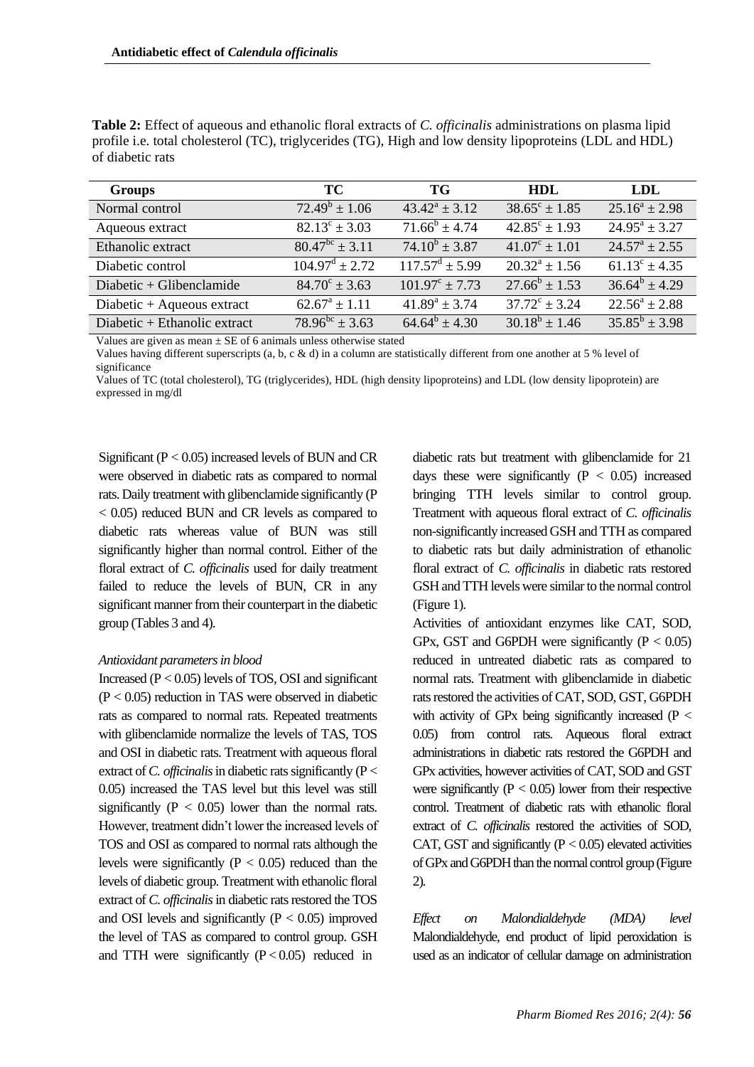**Table 2:** Effect of aqueous and ethanolic floral extracts of *C. officinalis* administrations on plasma lipid profile i.e. total cholesterol (TC), triglycerides (TG), High and low density lipoproteins (LDL and HDL) of diabetic rats

| Groups | TC | TG | HDL | LDL |
|---|---|---|---|---|
| Normal control | $72.49^{b} \pm 1.06$ | $43.42^{a} \pm 3.12$ | $38.65^{c} \pm 1.85$ | $25.16^{a} \pm 2.98$ |
| Aqueous extract | $82.13^{c} \pm 3.03$ | $71.66^{b} \pm 4.74$ | $42.85^{c} \pm 1.93$ | $24.95^{a} \pm 3.27$ |
| Ethanolic extract | $80.47^{bc} \pm 3.11$ | $74.10^{b} \pm 3.87$ | $41.07^{c} \pm 1.01$ | $24.57^{a} \pm 2.55$ |
| Diabetic control | $104.97^{d} \pm 2.72$ | $117.57^{d} \pm 5.99$ | $20.32^{a} \pm 1.56$ | $61.13^{c} \pm 4.35$ |
| Diabetic + Glibenclamide | $84.70^{c} \pm 3.63$ | $101.97^{c} \pm 7.73$ | $27.66^{b} \pm 1.53$ | $36.64^{b} \pm 4.29$ |
| Diabetic + Aqueous extract | $62.67^{a} \pm 1.11$ | $41.89^{a} \pm 3.74$ | $37.72^{c} \pm 3.24$ | $22.56^{a} \pm 2.88$ |
| Diabetic + Ethanolic extract | $78.96^{bc} \pm 3.63$ | $64.64^{b} \pm 4.30$ | $30.18^{b} \pm 1.46$ | $35.85^{b} \pm 3.98$ |

Values are given as mean ± SE of 6 animals unless otherwise stated

Values having different superscripts (a, b, c & d) in a column are statistically different from one another at 5 % level of significance

Values of TC (total cholesterol), TG (triglycerides), HDL (high density lipoproteins) and LDL (low density lipoprotein) are expressed in mg/dl

Significant ($P < 0.05$) increased levels of BUN and CR were observed in diabetic rats as compared to normal rats. Daily treatment with glibenclamide significantly ($P < 0.05$) reduced BUN and CR levels as compared to diabetic rats whereas value of BUN was still significantly higher than normal control. Either of the floral extract of *C. officinalis* used for daily treatment failed to reduce the levels of BUN, CR in any significant manner from their counterpart in the diabetic group (Tables 3 and 4).

*Antioxidant parameters in blood*

Increased ($P < 0.05$) levels of TOS, OSI and significant ($P < 0.05$) reduction in TAS were observed in diabetic rats as compared to normal rats. Repeated treatments with glibenclamide normalize the levels of TAS, TOS and OSI in diabetic rats. Treatment with aqueous floral extract of *C. officinalis* in diabetic rats significantly ($P < 0.05$) increased the TAS level but this level was still significantly ($P < 0.05$) lower than the normal rats. However, treatment didn't lower the increased levels of TOS and OSI as compared to normal rats although the levels were significantly ($P < 0.05$) reduced than the levels of diabetic group. Treatment with ethanolic floral extract of *C. officinalis* in diabetic rats restored the TOS and OSI levels and significantly ($P < 0.05$) improved the level of TAS as compared to control group. GSH and TTH were significantly ($P < 0.05$) reduced in diabetic rats but treatment with glibenclamide for 21 days these were significantly ($P < 0.05$) increased bringing TTH levels similar to control group. Treatment with aqueous floral extract of *C. officinalis* non-significantly increased GSH and TTH as compared to diabetic rats but daily administration of ethanolic floral extract of *C. officinalis* in diabetic rats restored GSH and TTH levels were similar to the normal control (Figure 1).

Activities of antioxidant enzymes like CAT, SOD, GPx, GST and G6PDH were significantly ($P < 0.05$) reduced in untreated diabetic rats as compared to normal rats. Treatment with glibenclamide in diabetic rats restored the activities of CAT, SOD, GST, G6PDH with activity of GPx being significantly increased ($P < 0.05$) from control rats. Aqueous floral extract administrations in diabetic rats restored the G6PDH and GPx activities, however activities of CAT, SOD and GST were significantly ($P < 0.05$) lower from their respective control. Treatment of diabetic rats with ethanolic floral extract of *C. officinalis* restored the activities of SOD, CAT, GST and significantly ($P < 0.05$) elevated activities of GPx and G6PDH than the normal control group (Figure 2).

*Effect on Malondialdehyde (MDA) level*

Malondialdehyde, end product of lipid peroxidation is used as an indicator of cellular damage on administration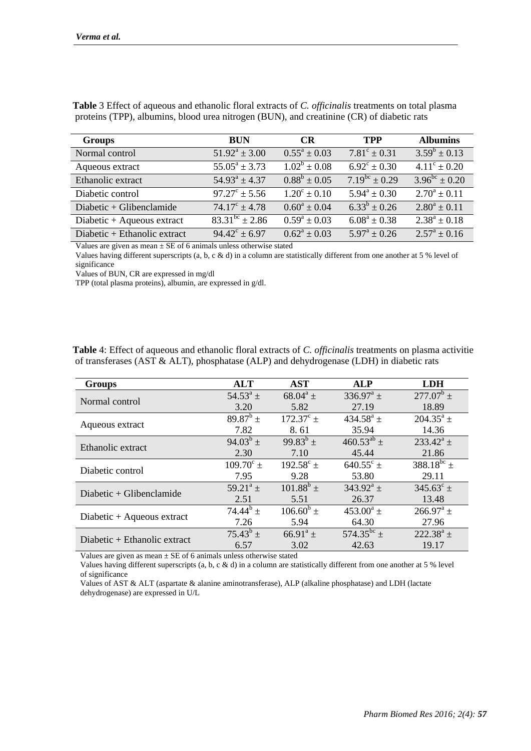**Table** 3 Effect of aqueous and ethanolic floral extracts of *C. officinalis* treatments on total plasma proteins (TPP), albumins, blood urea nitrogen (BUN), and creatinine (CR) of diabetic rats

| Groups | BUN | CR | TPP | Albumins |
|---|---|---|---|---|
| Normal control | $51.92^{a} \pm 3.00$ | $0.55^{a} \pm 0.03$ | $7.81^{c} \pm 0.31$ | $3.59^{b} \pm 0.13$ |
| Aqueous extract | $55.05^{a} \pm 3.73$ | $1.02^{b} \pm 0.08$ | $6.92^{c} \pm 0.30$ | $4.11^{c} \pm 0.20$ |
| Ethanolic extract | $54.93^{a} \pm 4.37$ | $0.88^{b} \pm 0.05$ | $7.19^{bc} \pm 0.29$ | $3.96^{bc} \pm 0.20$ |
| Diabetic control | $97.27^{c} \pm 5.56$ | $1.20^{c} \pm 0.10$ | $5.94^{a} \pm 0.30$ | $2.70^{a} \pm 0.11$ |
| Diabetic + Glibenclamide | $74.17^{c} \pm 4.78$ | $0.60^{a} \pm 0.04$ | $6.33^{b} \pm 0.26$ | $2.80^{a} \pm 0.11$ |
| Diabetic + Aqueous extract | $83.31^{bc} \pm 2.86$ | $0.59^{a} \pm 0.03$ | $6.08^{a} \pm 0.38$ | $2.38^{a} \pm 0.18$ |
| Diabetic + Ethanolic extract | $94.42^{c} \pm 6.97$ | $0.62^{a} \pm 0.03$ | $5.97^{a} \pm 0.26$ | $2.57^{a} \pm 0.16$ |

Values are given as mean ± SE of 6 animals unless otherwise stated

Values having different superscripts (a, b, c & d) in a column are statistically different from one another at 5 % level of significance

Values of BUN, CR are expressed in mg/dl

TPP (total plasma proteins), albumin, are expressed in g/dl.

**Table** 4: Effect of aqueous and ethanolic floral extracts of *C. officinalis* treatments on plasma activitie of transferases (AST & ALT), phosphatase (ALP) and dehydrogenase (LDH) in diabetic rats

| Groups | ALT | AST | ALP | LDH |
|---|---|---|---|---|
| Normal control | $54.53^{a} \pm 3.20$ | $68.04^{a} \pm 5.82$ | $336.97^{a} \pm 27.19$ | $277.07^{b} \pm 18.89$ |
| Aqueous extract | $89.87^{b} \pm 7.82$ | $172.37^{c} \pm 8.61$ | $434.58^{a} \pm 35.94$ | $204.35^{a} \pm 14.36$ |
| Ethanolic extract | $94.03^{b} \pm 2.30$ | $99.83^{b} \pm 7.10$ | $460.53^{ab} \pm 45.44$ | $233.42^{a} \pm 21.86$ |
| Diabetic control | $109.70^{c} \pm 7.95$ | $192.58^{c} \pm 9.28$ | $640.55^{c} \pm 53.80$ | $388.18^{bc} \pm 29.11$ |
| Diabetic + Glibenclamide | $59.21^{a} \pm 2.51$ | $101.88^{b} \pm 5.51$ | $343.92^{a} \pm 26.37$ | $345.63^{c} \pm 13.48$ |
| Diabetic + Aqueous extract | $74.44^{b} \pm 7.26$ | $106.60^{b} \pm 5.94$ | $453.00^{a} \pm 64.30$ | $266.97^{a} \pm 27.96$ |
| Diabetic + Ethanolic extract | $75.43^{b} \pm 6.57$ | $66.91^{a} \pm 3.02$ | $574.35^{bc} \pm 42.63$ | $222.38^{a} \pm 19.17$ |

Values are given as mean ± SE of 6 animals unless otherwise stated

Values having different superscripts (a, b, c & d) in a column are statistically different from one another at 5 % level of significance

Values of AST & ALT (aspartate & alanine aminotransferase), ALP (alkaline phosphatase) and LDH (lactate dehydrogenase) are expressed in U/L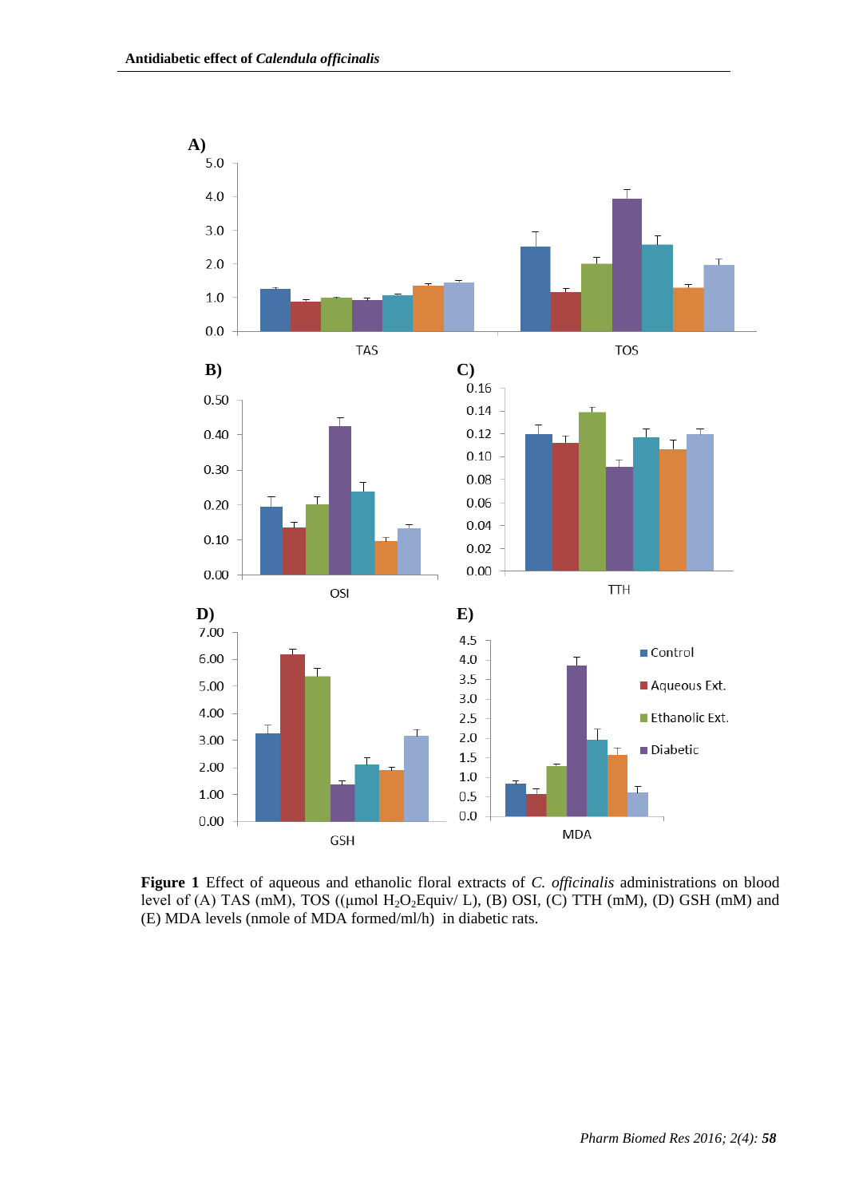**Figure 1** Effect of aqueous and ethanolic floral extracts of *C. officinalis* administrations on blood level of (A) TAS (mM), TOS ((µmol $H_2O_2$Equiv/ L), (B) OSI, (C) TTH (mM), (D) GSH (mM) and (E) MDA levels (nmole of MDA formed/ml/h) in diabetic rats.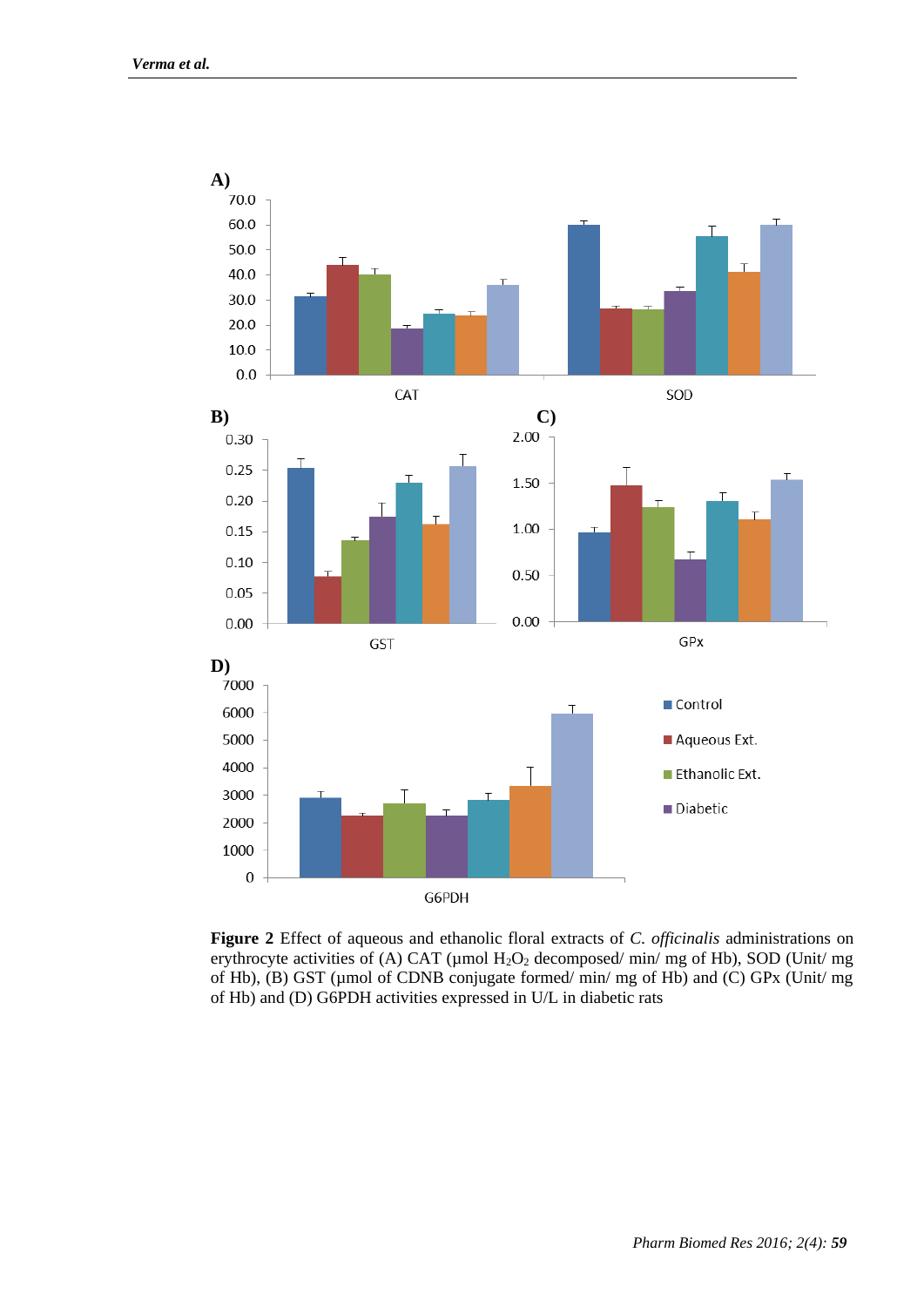**Figure 2** Effect of aqueous and ethanolic floral extracts of *C. officinalis* administrations on erythrocyte activities of (A) CAT (μmol $H_2O_2$ decomposed/ min/ mg of Hb), SOD (Unit/ mg of Hb), (B) GST (μmol of CDNB conjugate formed/ min/ mg of Hb) and (C) GPx (Unit/ mg of Hb) and (D) G6PDH activities expressed in U/L in diabetic rats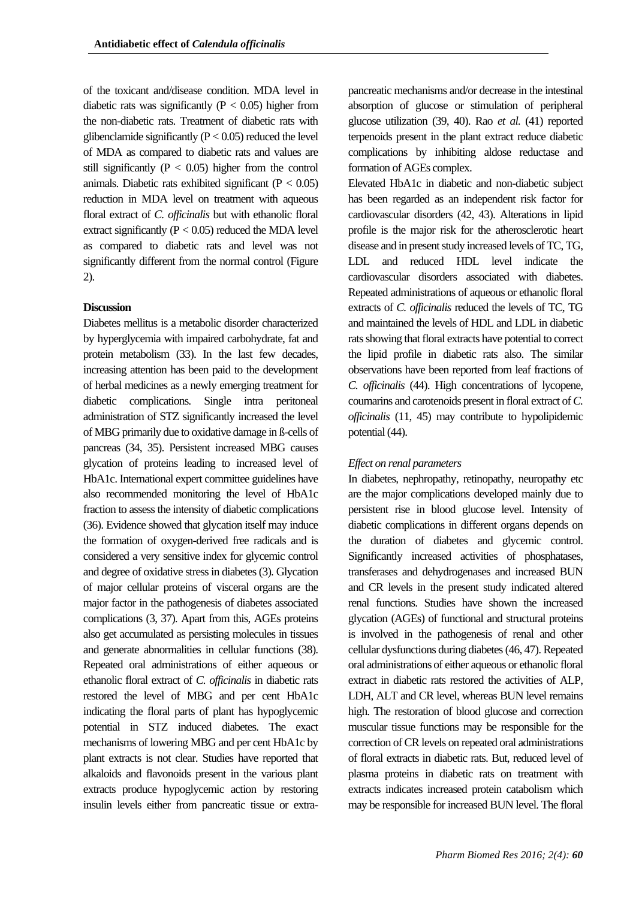of the toxicant and/disease condition. MDA level in diabetic rats was significantly ($P < 0.05$) higher from the non-diabetic rats. Treatment of diabetic rats with glibenclamide significantly ($P < 0.05$) reduced the level of MDA as compared to diabetic rats and values are still significantly ($P < 0.05$) higher from the control animals. Diabetic rats exhibited significant ($P < 0.05$) reduction in MDA level on treatment with aqueous floral extract of *C. officinalis* but with ethanolic floral extract significantly ($P < 0.05$) reduced the MDA level as compared to diabetic rats and level was not significantly different from the normal control (Figure 2).

## Discussion

Diabetes mellitus is a metabolic disorder characterized by hyperglycemia with impaired carbohydrate, fat and protein metabolism (33). In the last few decades, increasing attention has been paid to the development of herbal medicines as a newly emerging treatment for diabetic complications. Single intra peritoneal administration of STZ significantly increased the level of MBG primarily due to oxidative damage in ß-cells of pancreas (34, 35). Persistent increased MBG causes glycation of proteins leading to increased level of HbA1c. International expert committee guidelines have also recommended monitoring the level of HbA1c fraction to assess the intensity of diabetic complications (36). Evidence showed that glycation itself may induce the formation of oxygen-derived free radicals and is considered a very sensitive index for glycemic control and degree of oxidative stress in diabetes (3). Glycation of major cellular proteins of visceral organs are the major factor in the pathogenesis of diabetes associated complications (3, 37). Apart from this, AGEs proteins also get accumulated as persisting molecules in tissues and generate abnormalities in cellular functions (38). Repeated oral administrations of either aqueous or ethanolic floral extract of *C. officinalis* in diabetic rats restored the level of MBG and per cent HbA1c indicating the floral parts of plant has hypoglycemic potential in STZ induced diabetes. The exact mechanisms of lowering MBG and per cent HbA1c by plant extracts is not clear. Studies have reported that alkaloids and flavonoids present in the various plant extracts produce hypoglycemic action by restoring insulin levels either from pancreatic tissue or extra-pancreatic mechanisms and/or decrease in the intestinal absorption of glucose or stimulation of peripheral glucose utilization (39, 40). Rao *et al.* (41) reported terpenoids present in the plant extract reduce diabetic complications by inhibiting aldose reductase and formation of AGEs complex.

Elevated HbA1c in diabetic and non-diabetic subject has been regarded as an independent risk factor for cardiovascular disorders (42, 43). Alterations in lipid profile is the major risk for the atherosclerotic heart disease and in present study increased levels of TC, TG, LDL and reduced HDL level indicate the cardiovascular disorders associated with diabetes. Repeated administrations of aqueous or ethanolic floral extracts of *C. officinalis* reduced the levels of TC, TG and maintained the levels of HDL and LDL in diabetic rats showing that floral extracts have potential to correct the lipid profile in diabetic rats also. The similar observations have been reported from leaf fractions of *C. officinalis* (44). High concentrations of lycopene, coumarins and carotenoids present in floral extract of *C. officinalis* (11, 45) may contribute to hypolipidemic potential (44).

### *Effect on renal parameters*

In diabetes, nephropathy, retinopathy, neuropathy etc are the major complications developed mainly due to persistent rise in blood glucose level. Intensity of diabetic complications in different organs depends on the duration of diabetes and glycemic control. Significantly increased activities of phosphatases, transferases and dehydrogenases and increased BUN and CR levels in the present study indicated altered renal functions. Studies have shown the increased glycation (AGEs) of functional and structural proteins is involved in the pathogenesis of renal and other cellular dysfunctions during diabetes (46, 47). Repeated oral administrations of either aqueous or ethanolic floral extract in diabetic rats restored the activities of ALP, LDH, ALT and CR level, whereas BUN level remains high. The restoration of blood glucose and correction muscular tissue functions may be responsible for the correction of CR levels on repeated oral administrations of floral extracts in diabetic rats. But, reduced level of plasma proteins in diabetic rats on treatment with extracts indicates increased protein catabolism which may be responsible for increased BUN level. The floral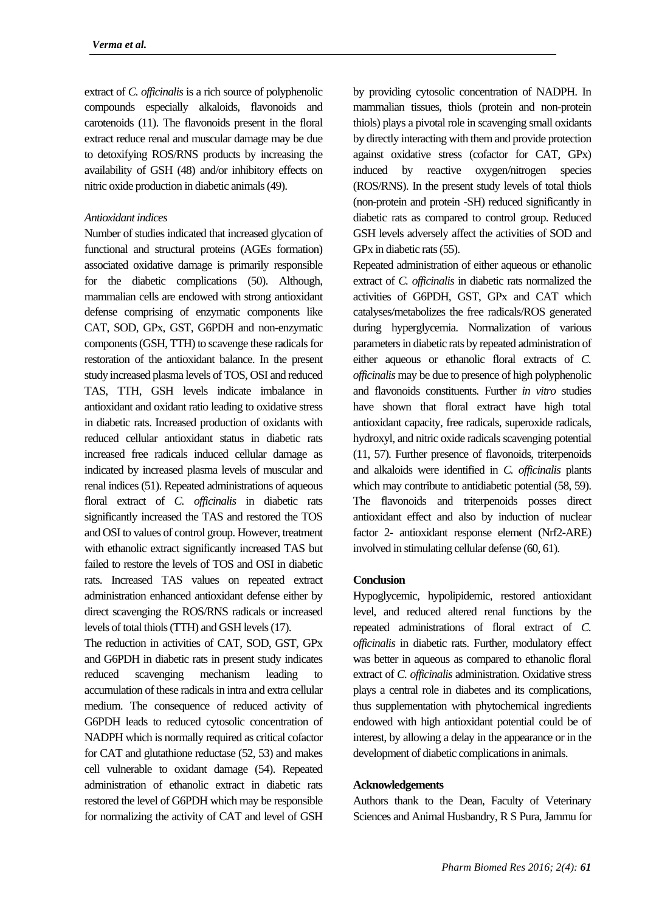extract of *C. officinalis* is a rich source of polyphenolic compounds especially alkaloids, flavonoids and carotenoids (11). The flavonoids present in the floral extract reduce renal and muscular damage may be due to detoxifying ROS/RNS products by increasing the availability of GSH (48) and/or inhibitory effects on nitric oxide production in diabetic animals (49).

### *Antioxidant indices*

Number of studies indicated that increased glycation of functional and structural proteins (AGEs formation) associated oxidative damage is primarily responsible for the diabetic complications (50). Although, mammalian cells are endowed with strong antioxidant defense comprising of enzymatic components like CAT, SOD, GPx, GST, G6PDH and non-enzymatic components (GSH, TTH) to scavenge these radicals for restoration of the antioxidant balance. In the present study increased plasma levels of TOS, OSI and reduced TAS, TTH, GSH levels indicate imbalance in antioxidant and oxidant ratio leading to oxidative stress in diabetic rats. Increased production of oxidants with reduced cellular antioxidant status in diabetic rats increased free radicals induced cellular damage as indicated by increased plasma levels of muscular and renal indices (51). Repeated administrations of aqueous floral extract of *C. officinalis* in diabetic rats significantly increased the TAS and restored the TOS and OSI to values of control group. However, treatment with ethanolic extract significantly increased TAS but failed to restore the levels of TOS and OSI in diabetic rats. Increased TAS values on repeated extract administration enhanced antioxidant defense either by direct scavenging the ROS/RNS radicals or increased levels of total thiols (TTH) and GSH levels (17).

The reduction in activities of CAT, SOD, GST, GPx and G6PDH in diabetic rats in present study indicates reduced scavenging mechanism leading to accumulation of these radicals in intra and extra cellular medium. The consequence of reduced activity of G6PDH leads to reduced cytosolic concentration of NADPH which is normally required as critical cofactor for CAT and glutathione reductase (52, 53) and makes cell vulnerable to oxidant damage (54). Repeated administration of ethanolic extract in diabetic rats restored the level of G6PDH which may be responsible for normalizing the activity of CAT and level of GSH by providing cytosolic concentration of NADPH. In mammalian tissues, thiols (protein and non-protein thiols) plays a pivotal role in scavenging small oxidants by directly interacting with them and provide protection against oxidative stress (cofactor for CAT, GPx) induced by reactive oxygen/nitrogen species (ROS/RNS). In the present study levels of total thiols (non-protein and protein -SH) reduced significantly in diabetic rats as compared to control group. Reduced GSH levels adversely affect the activities of SOD and GPx in diabetic rats (55).

Repeated administration of either aqueous or ethanolic extract of *C. officinalis* in diabetic rats normalized the activities of G6PDH, GST, GPx and CAT which catalyses/metabolizes the free radicals/ROS generated during hyperglycemia. Normalization of various parameters in diabetic rats by repeated administration of either aqueous or ethanolic floral extracts of *C. officinalis* may be due to presence of high polyphenolic and flavonoids constituents. Further *in vitro* studies have shown that floral extract have high total antioxidant capacity, free radicals, superoxide radicals, hydroxyl, and nitric oxide radicals scavenging potential (11, 57). Further presence of flavonoids, triterpenoids and alkaloids were identified in *C. officinalis* plants which may contribute to antidiabetic potential (58, 59). The flavonoids and triterpenoids posses direct antioxidant effect and also by induction of nuclear factor 2- antioxidant response element (Nrf2-ARE) involved in stimulating cellular defense (60, 61).

## Conclusion

Hypoglycemic, hypolipidemic, restored antioxidant level, and reduced altered renal functions by the repeated administrations of floral extract of *C. officinalis* in diabetic rats. Further, modulatory effect was better in aqueous as compared to ethanolic floral extract of *C. officinalis* administration. Oxidative stress plays a central role in diabetes and its complications, thus supplementation with phytochemical ingredients endowed with high antioxidant potential could be of interest, by allowing a delay in the appearance or in the development of diabetic complications in animals.

## Acknowledgements

Authors thank to the Dean, Faculty of Veterinary Sciences and Animal Husbandry, R S Pura, Jammu for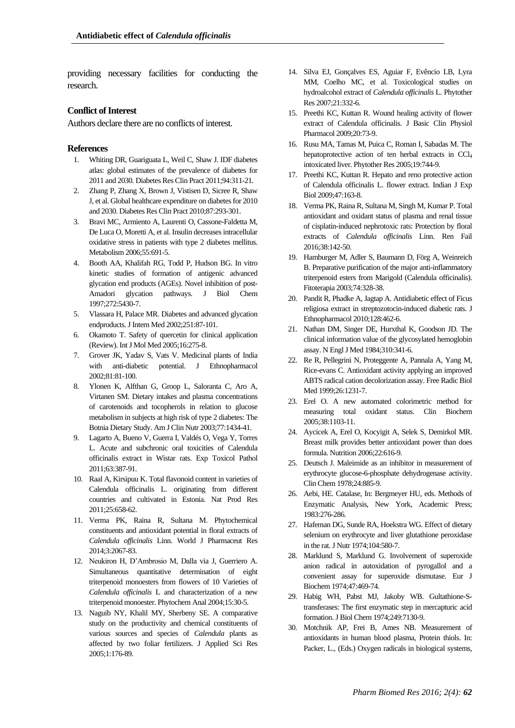providing necessary facilities for conducting the research.

### Conflict of Interest

Authors declare there are no conflicts of interest.

### References

1. Whiting DR, Guariguata L, Weil C, Shaw J. IDF diabetes atlas: global estimates of the prevalence of diabetes for 2011 and 2030. Diabetes Res Clin Pract 2011;94:311-21.
2. Zhang P, Zhang X, Brown J, Vistisen D, Sicree R, Shaw J, et al. Global healthcare expenditure on diabetes for 2010 and 2030. Diabetes Res Clin Pract 2010;87:293-301.
3. Bravi MC, Armiento A, Laurenti O, Cassone-Faldetta M, De Luca O, Moretti A, et al. Insulin decreases intracellular oxidative stress in patients with type 2 diabetes mellitus. Metabolism 2006;55:691-5.
4. Booth AA, Khalifah RG, Todd P, Hudson BG. In vitro kinetic studies of formation of antigenic advanced glycation end products (AGEs). Novel inhibition of post-Amadori glycation pathways. J Biol Chem 1997;272:5430-7.
5. Vlassara H, Palace MR. Diabetes and advanced glycation endproducts. J Intern Med 2002;251:87-101.
6. Okamoto T. Safety of quercetin for clinical application (Review). Int J Mol Med 2005;16:275-8.
7. Grover JK, Yadav S, Vats V. Medicinal plants of India with anti-diabetic potential. J Ethnopharmacol 2002;81:81-100.
8. Ylonen K, Alfthan G, Groop L, Saloranta C, Aro A, Virtanen SM. Dietary intakes and plasma concentrations of carotenoids and tocopherols in relation to glucose metabolism in subjects at high risk of type 2 diabetes: The Botnia Dietary Study. Am J Clin Nutr 2003;77:1434-41.
9. Lagarto A, Bueno V, Guerra I, Valdés O, Vega Y, Torres L. Acute and subchronic oral toxicities of Calendula officinalis extract in Wistar rats. Exp Toxicol Pathol 2011;63:387-91.
10. Raal A, Kirsipuu K. Total flavonoid content in varieties of Calendula officinalis L. originating from different countries and cultivated in Estonia. Nat Prod Res 2011;25:658-62.
11. Verma PK, Raina R, Sultana M. Phytochemical constituents and antioxidant potential in floral extracts of *Calendula officinalis* Linn. World J Pharmaceut Res 2014;3:2067-83.
12. Neukiron H, D'Ambrosio M, Dalla via J, Guerriero A. Simultaneous quantitative determination of eight triterpenoid monoesters from flowers of 10 Varieties of *Calendula officinalis* L and characterization of a new triterpenoid monoester. Phytochem Anal 2004;15:30-5.
13. Naguib NY, Khalil MY, Sherbeny SE. A comparative study on the productivity and chemical constituents of various sources and species of *Calendula* plants as affected by two foliar fertilizers. J Applied Sci Res 2005;1:176-89.
14. Silva EJ, Gonçalves ES, Aguiar F, Evêncio LB, Lyra MM, Coelho MC, et al. Toxicological studies on hydroalcohol extract of *Calendula officinalis* L. Phytother Res 2007;21:332-6.
15. Preethi KC, Kuttan R. Wound healing activity of flower extract of Calendula officinalis. J Basic Clin Physiol Pharmacol 2009;20:73-9.
16. Rusu MA, Tamas M, Puica C, Roman I, Sabadas M. The hepatoprotective action of ten herbal extracts in $CCl_4$ intoxicated liver. Phytother Res 2005;19:744-9.
17. Preethi KC, Kuttan R. Hepato and reno protective action of Calendula officinalis L. flower extract. Indian J Exp Biol 2009;47:163-8.
18. Verma PK, Raina R, Sultana M, Singh M, Kumar P. Total antioxidant and oxidant status of plasma and renal tissue of cisplatin-induced nephrotoxic rats: Protection by floral extracts of *Calendula officinalis* Linn. Ren Fail 2016;38:142-50.
19. Hamburger M, Adler S, Baumann D, Förg A, Weinreich B. Preparative purification of the major anti-inflammatory triterpenoid esters from Marigold (Calendula officinalis). Fitoterapia 2003;74:328-38.
20. Pandit R, Phadke A, Jagtap A. Antidiabetic effect of Ficus religiosa extract in streptozotocin-induced diabetic rats. J Ethnopharmacol 2010;128:462-6.
21. Nathan DM, Singer DE, Hurxthal K, Goodson JD. The clinical information value of the glycosylated hemoglobin assay. N Engl J Med 1984;310:341-6.
22. Re R, Pellegrini N, Proteggente A, Pannala A, Yang M, Rice-evans C. Antioxidant activity applying an improved ABTS radical cation decolorization assay. Free Radic Biol Med 1999;26:1231-7.
23. Erel O. A new automated colorimetric method for measuring total oxidant status. Clin Biochem 2005;38:1103-11.
24. Aycicek A, Erel O, Kocyigit A, Selek S, Demirkol MR. Breast milk provides better antioxidant power than does formula. Nutrition 2006;22:616-9.
25. Deutsch J. Maleimide as an inhibitor in measurement of erythrocyte glucose-6-phosphate dehydrogenase activity. Clin Chem 1978;24:885-9.
26. Aebi, HE. Catalase, In: Bergmeyer HU, eds. Methods of Enzymatic Analysis, New York, Academic Press; 1983:276-286.
27. Hafeman DG, Sunde RA, Hoekstra WG. Effect of dietary selenium on erythrocyte and liver glutathione peroxidase in the rat. J Nutr 1974;104:580-7.
28. Marklund S, Marklund G. Involvement of superoxide anion radical in autoxidation of pyrogallol and a convenient assay for superoxide dismutase. Eur J Biochem 1974;47:469-74.
29. Habig WH, Pabst MJ, Jakoby WB. Gultathione-S-transferases: The first enzymatic step in mercapturic acid formation. J Biol Chem 1974;249:7130-9.
30. Motchnik AP, Frei B, Ames NB. Measurement of antioxidants in human blood plasma, Protein thiols. In: Packer, L., (Eds.) Oxygen radicals in biological systems,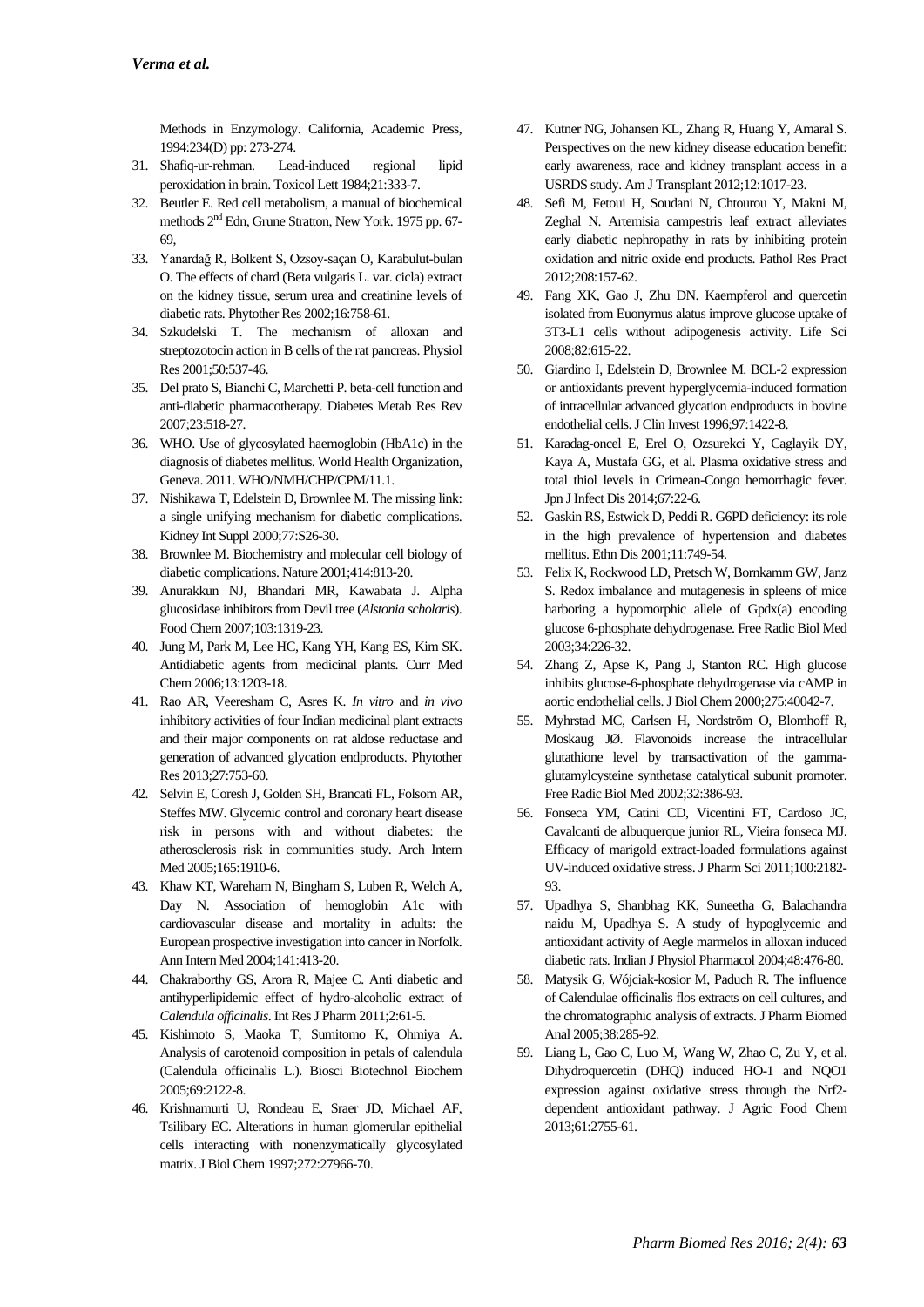Methods in Enzymology. California, Academic Press, 1994:234(D) pp: 273-274.

31. Shafiq-ur-rehman. Lead-induced regional lipid peroxidation in brain. Toxicol Lett 1984;21:333-7.
32. Beutler E. Red cell metabolism, a manual of biochemical methods 2nd Edn, Grune Stratton, New York. 1975 pp. 67-69,
33. Yanardağ R, Bolkent S, Ozsoy-saçan O, Karabulut-bulan O. The effects of chard (Beta vulgaris L. var. cicla) extract on the kidney tissue, serum urea and creatinine levels of diabetic rats. Phytother Res 2002;16:758-61.
34. Szkudelski T. The mechanism of alloxan and streptozotocin action in B cells of the rat pancreas. Physiol Res 2001;50:537-46.
35. Del prato S, Bianchi C, Marchetti P. beta-cell function and anti-diabetic pharmacotherapy. Diabetes Metab Res Rev 2007;23:518-27.
36. WHO. Use of glycosylated haemoglobin (HbA1c) in the diagnosis of diabetes mellitus. World Health Organization, Geneva. 2011. WHO/NMH/CHP/CPM/11.1.
37. Nishikawa T, Edelstein D, Brownlee M. The missing link: a single unifying mechanism for diabetic complications. Kidney Int Suppl 2000;77:S26-30.
38. Brownlee M. Biochemistry and molecular cell biology of diabetic complications. Nature 2001;414:813-20.
39. Anurakkun NJ, Bhandari MR, Kawabata J. Alpha glucosidase inhibitors from Devil tree (*Alstonia scholaris*). Food Chem 2007;103:1319-23.
40. Jung M, Park M, Lee HC, Kang YH, Kang ES, Kim SK. Antidiabetic agents from medicinal plants. Curr Med Chem 2006;13:1203-18.
41. Rao AR, Veeresham C, Asres K. *In vitro* and *in vivo* inhibitory activities of four Indian medicinal plant extracts and their major components on rat aldose reductase and generation of advanced glycation endproducts. Phytother Res 2013;27:753-60.
42. Selvin E, Coresh J, Golden SH, Brancati FL, Folsom AR, Steffes MW. Glycemic control and coronary heart disease risk in persons with and without diabetes: the atherosclerosis risk in communities study. Arch Intern Med 2005;165:1910-6.
43. Khaw KT, Wareham N, Bingham S, Luben R, Welch A, Day N. Association of hemoglobin A1c with cardiovascular disease and mortality in adults: the European prospective investigation into cancer in Norfolk. Ann Intern Med 2004;141:413-20.
44. Chakraborthy GS, Arora R, Majee C. Anti diabetic and antihyperlipidemic effect of hydro-alcoholic extract of *Calendula officinalis*. Int Res J Pharm 2011;2:61-5.
45. Kishimoto S, Maoka T, Sumitomo K, Ohmiya A. Analysis of carotenoid composition in petals of calendula (Calendula officinalis L.). Biosci Biotechnol Biochem 2005;69:2122-8.
46. Krishnamurti U, Rondeau E, Sraer JD, Michael AF, Tsilibary EC. Alterations in human glomerular epithelial cells interacting with nonenzymatically glycosylated matrix. J Biol Chem 1997;272:27966-70.
47. Kutner NG, Johansen KL, Zhang R, Huang Y, Amaral S. Perspectives on the new kidney disease education benefit: early awareness, race and kidney transplant access in a USRDS study. Am J Transplant 2012;12:1017-23.
48. Sefi M, Fetoui H, Soudani N, Chtourou Y, Makni M, Zeghal N. Artemisia campestris leaf extract alleviates early diabetic nephropathy in rats by inhibiting protein oxidation and nitric oxide end products. Pathol Res Pract 2012;208:157-62.
49. Fang XK, Gao J, Zhu DN. Kaempferol and quercetin isolated from Euonymus alatus improve glucose uptake of 3T3-L1 cells without adipogenesis activity. Life Sci 2008;82:615-22.
50. Giardino I, Edelstein D, Brownlee M. BCL-2 expression or antioxidants prevent hyperglycemia-induced formation of intracellular advanced glycation endproducts in bovine endothelial cells. J Clin Invest 1996;97:1422-8.
51. Karadag-oncel E, Erel O, Ozsurekci Y, Caglayik DY, Kaya A, Mustafa GG, et al. Plasma oxidative stress and total thiol levels in Crimean-Congo hemorrhagic fever. Jpn J Infect Dis 2014;67:22-6.
52. Gaskin RS, Estwick D, Peddi R. G6PD deficiency: its role in the high prevalence of hypertension and diabetes mellitus. Ethn Dis 2001;11:749-54.
53. Felix K, Rockwood LD, Pretsch W, Bornkamm GW, Janz S. Redox imbalance and mutagenesis in spleens of mice harboring a hypomorphic allele of Gpdx(a) encoding glucose 6-phosphate dehydrogenase. Free Radic Biol Med 2003;34:226-32.
54. Zhang Z, Apse K, Pang J, Stanton RC. High glucose inhibits glucose-6-phosphate dehydrogenase via cAMP in aortic endothelial cells. J Biol Chem 2000;275:40042-7.
55. Myhrstad MC, Carlsen H, Nordström O, Blomhoff R, Moskaug JØ. Flavonoids increase the intracellular glutathione level by transactivation of the gamma-glutamylcysteine synthetase catalytical subunit promoter. Free Radic Biol Med 2002;32:386-93.
56. Fonseca YM, Catini CD, Vicentini FT, Cardoso JC, Cavalcanti de albuquerque junior RL, Vieira fonseca MJ. Efficacy of marigold extract-loaded formulations against UV-induced oxidative stress. J Pharm Sci 2011;100:2182-93.
57. Upadhya S, Shanbhag KK, Suneetha G, Balachandra naidu M, Upadhya S. A study of hypoglycemic and antioxidant activity of Aegle marmelos in alloxan induced diabetic rats. Indian J Physiol Pharmacol 2004;48:476-80.
58. Matysik G, Wójciak-kosior M, Paduch R. The influence of Calendulae officinalis flos extracts on cell cultures, and the chromatographic analysis of extracts. J Pharm Biomed Anal 2005;38:285-92.
59. Liang L, Gao C, Luo M, Wang W, Zhao C, Zu Y, et al. Dihydroquercetin (DHQ) induced HO-1 and NQO1 expression against oxidative stress through the Nrf2-dependent antioxidant pathway. J Agric Food Chem 2013;61:2755-61.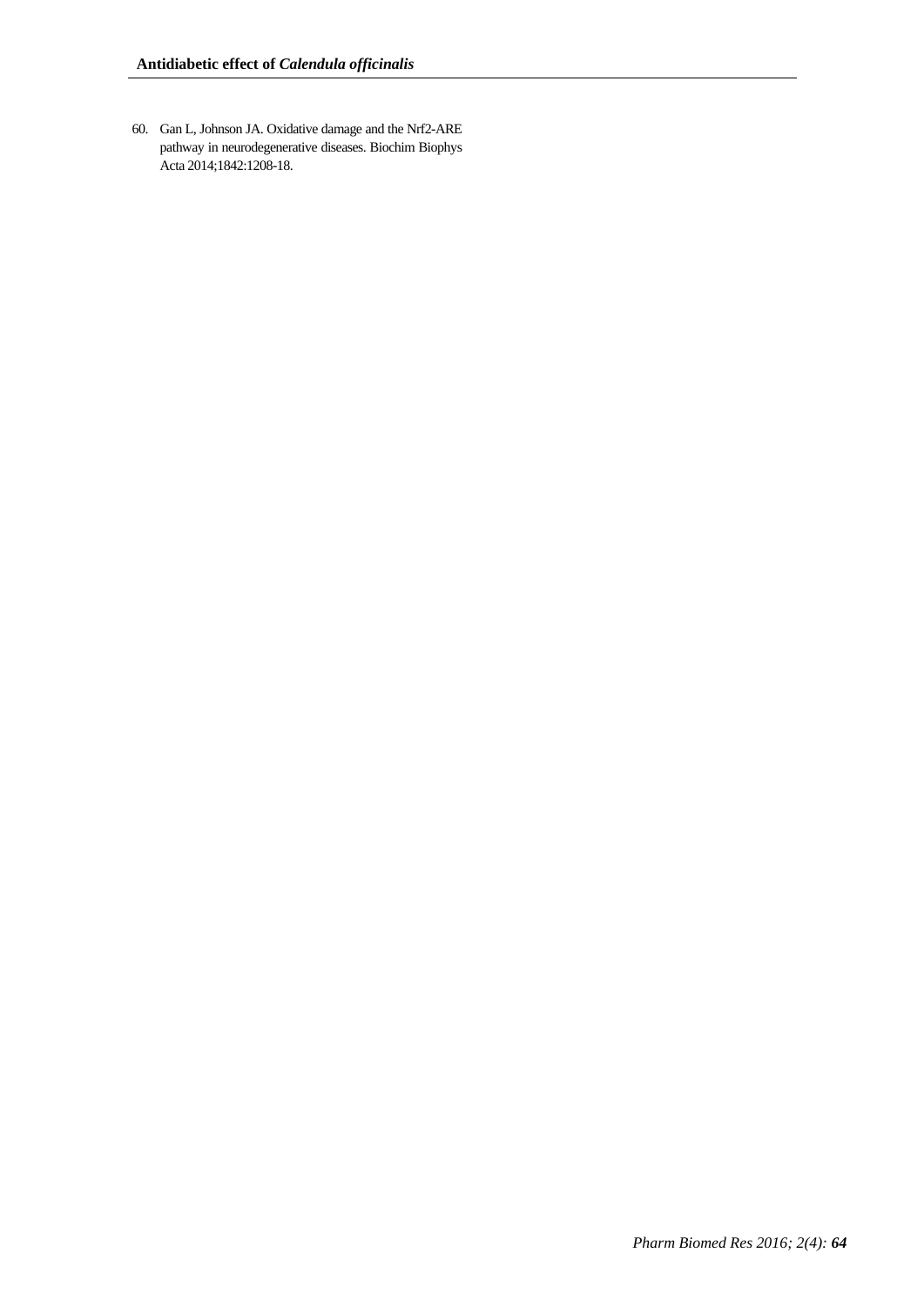60. Gan L, Johnson JA. Oxidative damage and the Nrf2-ARE pathway in neurodegenerative diseases. Biochim Biophys Acta 2014;1842:1208-18.